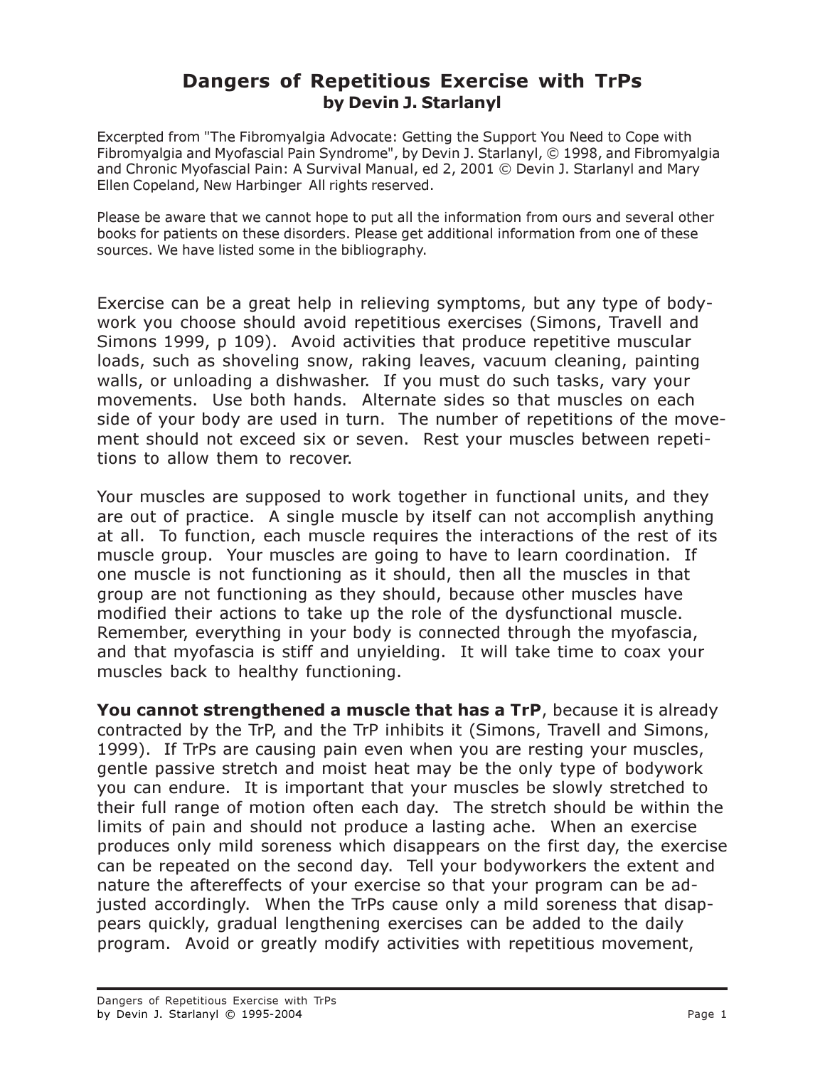# Dangers of Repetitious Exercise with TrPs

**by Devin J. Starlanyl**

Excerpted from "The Fibromyalgia Advocate: Getting the Support You Need to Cope with Fibromyalgia and Myofascial Pain Syndrome", by Devin J. Starlanyl, © 1998, and Fibromyalgia and Chronic Myofascial Pain: A Survival Manual, ed 2, 2001 © Devin J. Starlanyl and Mary Ellen Copeland, New Harbinger All rights reserved.

Please be aware that we cannot hope to put all the information from ours and several other books for patients on these disorders. Please get additional information from one of these sources. We have listed some in the bibliography.

Exercise can be a great help in relieving symptoms, but any type of bodywork you choose should avoid repetitious exercises (Simons, Travell and Simons 1999, p 109). Avoid activities that produce repetitive muscular loads, such as shoveling snow, raking leaves, vacuum cleaning, painting walls, or unloading a dishwasher. If you must do such tasks, vary your movements. Use both hands. Alternate sides so that muscles on each side of your body are used in turn. The number of repetitions of the movement should not exceed six or seven. Rest your muscles between repetitions to allow them to recover.

Your muscles are supposed to work together in functional units, and they are out of practice. A single muscle by itself can not accomplish anything at all. To function, each muscle requires the interactions of the rest of its muscle group. Your muscles are going to have to learn coordination. If one muscle is not functioning as it should, then all the muscles in that group are not functioning as they should, because other muscles have modified their actions to take up the role of the dysfunctional muscle. Remember, everything in your body is connected through the myofascia, and that myofascia is stiff and unyielding. It will take time to coax your muscles back to healthy functioning.

**You cannot strengthened a muscle that has a TrP**, because it is already contracted by the TrP, and the TrP inhibits it (Simons, Travell and Simons, 1999). If TrPs are causing pain even when you are resting your muscles, gentle passive stretch and moist heat may be the only type of bodywork you can endure. It is important that your muscles be slowly stretched to their full range of motion often each day. The stretch should be within the limits of pain and should not produce a lasting ache. When an exercise produces only mild soreness which disappears on the first day, the exercise can be repeated on the second day. Tell your bodyworkers the extent and nature the aftereffects of your exercise so that your program can be adjusted accordingly. When the TrPs cause only a mild soreness that disappears quickly, gradual lengthening exercises can be added to the daily program. Avoid or greatly modify activities with repetitious movement,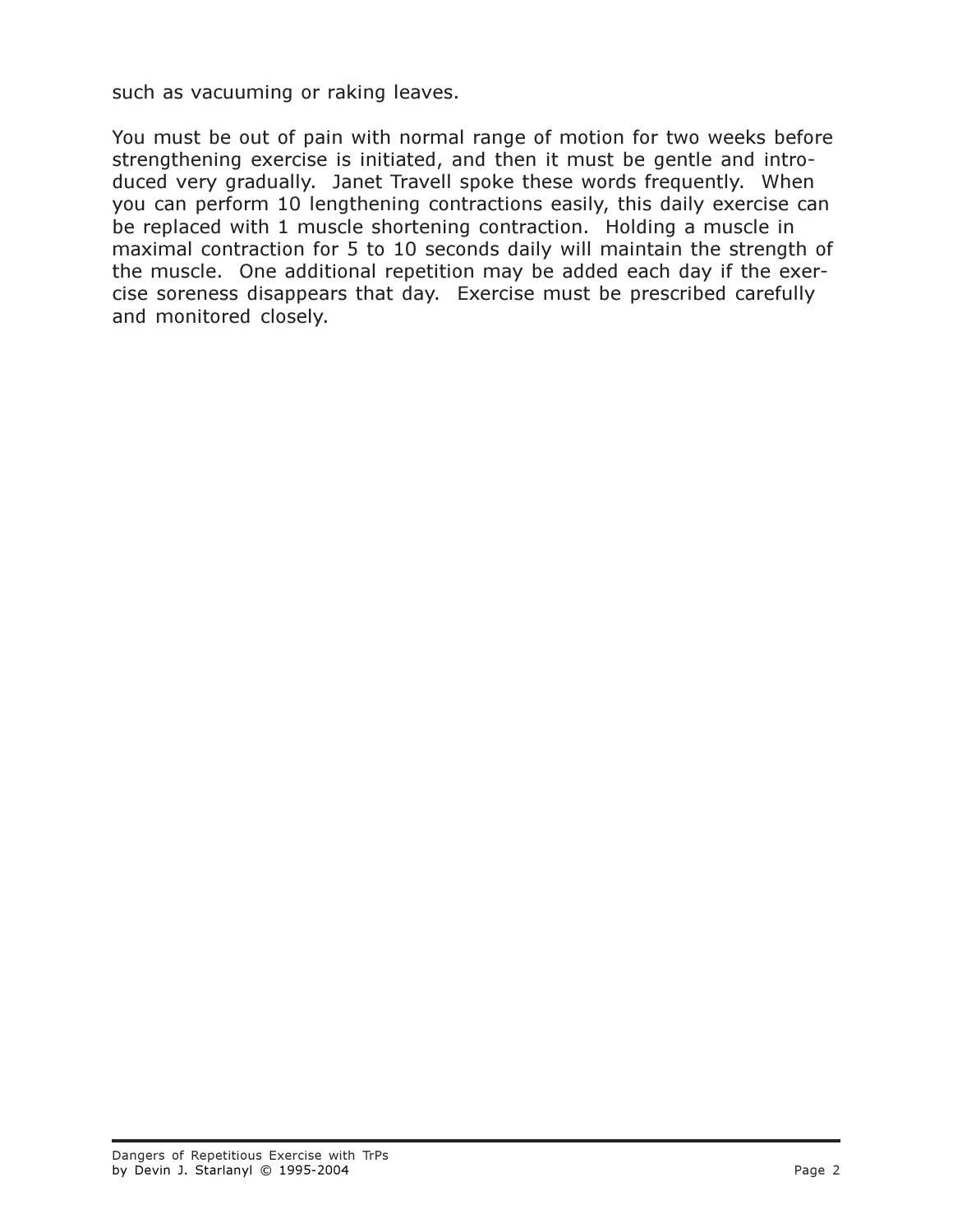such as vacuuming or raking leaves.

You must be out of pain with normal range of motion for two weeks before strengthening exercise is initiated, and then it must be gentle and introduced very gradually. Janet Travell spoke these words frequently. When you can perform 10 lengthening contractions easily, this daily exercise can be replaced with 1 muscle shortening contraction. Holding a muscle in maximal contraction for 5 to 10 seconds daily will maintain the strength of the muscle. One additional repetition may be added each day if the exercise soreness disappears that day. Exercise must be prescribed carefully and monitored closely.